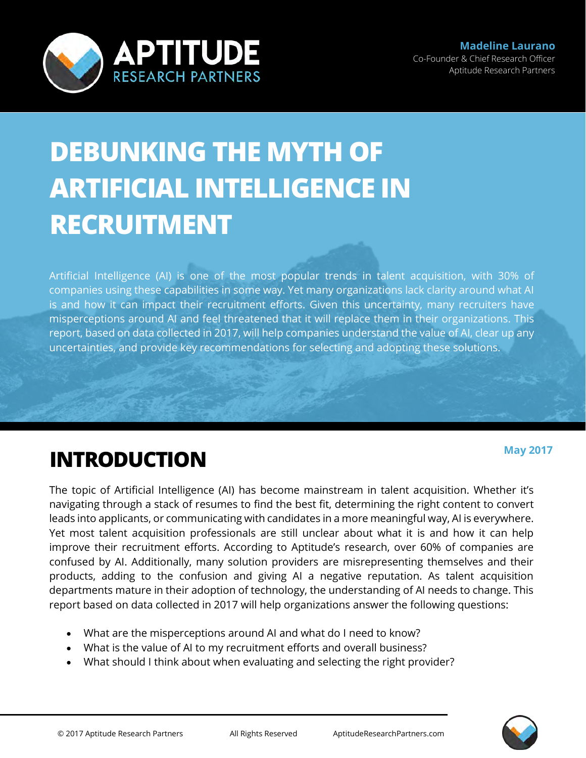**APTITUDE**
RESEARCH PARTNERS

**Madeline Laurano**
Co-Founder & Chief Research Officer
Aptitude Research Partners

# DEBUNKING THE MYTH OF ARTIFICIAL INTELLIGENCE IN RECRUITMENT

Artificial Intelligence (AI) is one of the most popular trends in talent acquisition, with 30% of companies using these capabilities in some way. Yet many organizations lack clarity around what AI is and how it can impact their recruitment efforts. Given this uncertainty, many recruiters have misperceptions around AI and feel threatened that it will replace them in their organizations. This report, based on data collected in 2017, will help companies understand the value of AI, clear up any uncertainties, and provide key recommendations for selecting and adopting these solutions.

**May 2017**

## INTRODUCTION

The topic of Artificial Intelligence (AI) has become mainstream in talent acquisition. Whether it's navigating through a stack of resumes to find the best fit, determining the right content to convert leads into applicants, or communicating with candidates in a more meaningful way, AI is everywhere. Yet most talent acquisition professionals are still unclear about what it is and how it can help improve their recruitment efforts. According to Aptitude's research, over 60% of companies are confused by AI. Additionally, many solution providers are misrepresenting themselves and their products, adding to the confusion and giving AI a negative reputation. As talent acquisition departments mature in their adoption of technology, the understanding of AI needs to change. This report based on data collected in 2017 will help organizations answer the following questions:

- What are the misperceptions around AI and what do I need to know?
- What is the value of AI to my recruitment efforts and overall business?
- What should I think about when evaluating and selecting the right provider?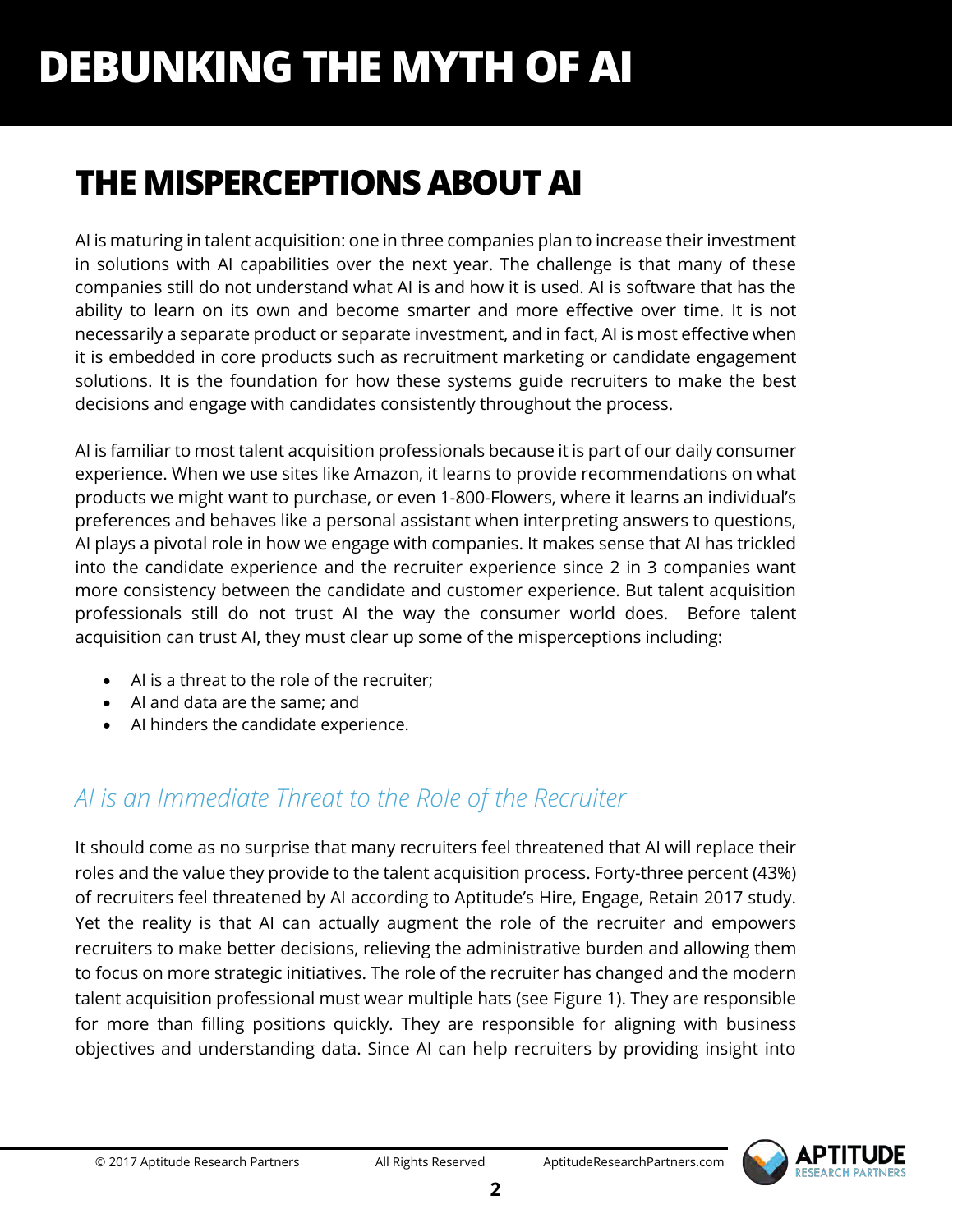# DEBUNKING THE MYTH OF AI

## THE MISPERCEPTIONS ABOUT AI

AI is maturing in talent acquisition: one in three companies plan to increase their investment in solutions with AI capabilities over the next year. The challenge is that many of these companies still do not understand what AI is and how it is used. AI is software that has the ability to learn on its own and become smarter and more effective over time. It is not necessarily a separate product or separate investment, and in fact, AI is most effective when it is embedded in core products such as recruitment marketing or candidate engagement solutions. It is the foundation for how these systems guide recruiters to make the best decisions and engage with candidates consistently throughout the process.

AI is familiar to most talent acquisition professionals because it is part of our daily consumer experience. When we use sites like Amazon, it learns to provide recommendations on what products we might want to purchase, or even 1-800-Flowers, where it learns an individual's preferences and behaves like a personal assistant when interpreting answers to questions, AI plays a pivotal role in how we engage with companies. It makes sense that AI has trickled into the candidate experience and the recruiter experience since 2 in 3 companies want more consistency between the candidate and customer experience. But talent acquisition professionals still do not trust AI the way the consumer world does. Before talent acquisition can trust AI, they must clear up some of the misperceptions including:

- AI is a threat to the role of the recruiter;
- AI and data are the same; and
- AI hinders the candidate experience.

### *AI is an Immediate Threat to the Role of the Recruiter*

It should come as no surprise that many recruiters feel threatened that AI will replace their roles and the value they provide to the talent acquisition process. Forty-three percent (43%) of recruiters feel threatened by AI according to Aptitude's Hire, Engage, Retain 2017 study. Yet the reality is that AI can actually augment the role of the recruiter and empowers recruiters to make better decisions, relieving the administrative burden and allowing them to focus on more strategic initiatives. The role of the recruiter has changed and the modern talent acquisition professional must wear multiple hats (see Figure 1). They are responsible for more than filling positions quickly. They are responsible for aligning with business objectives and understanding data. Since AI can help recruiters by providing insight into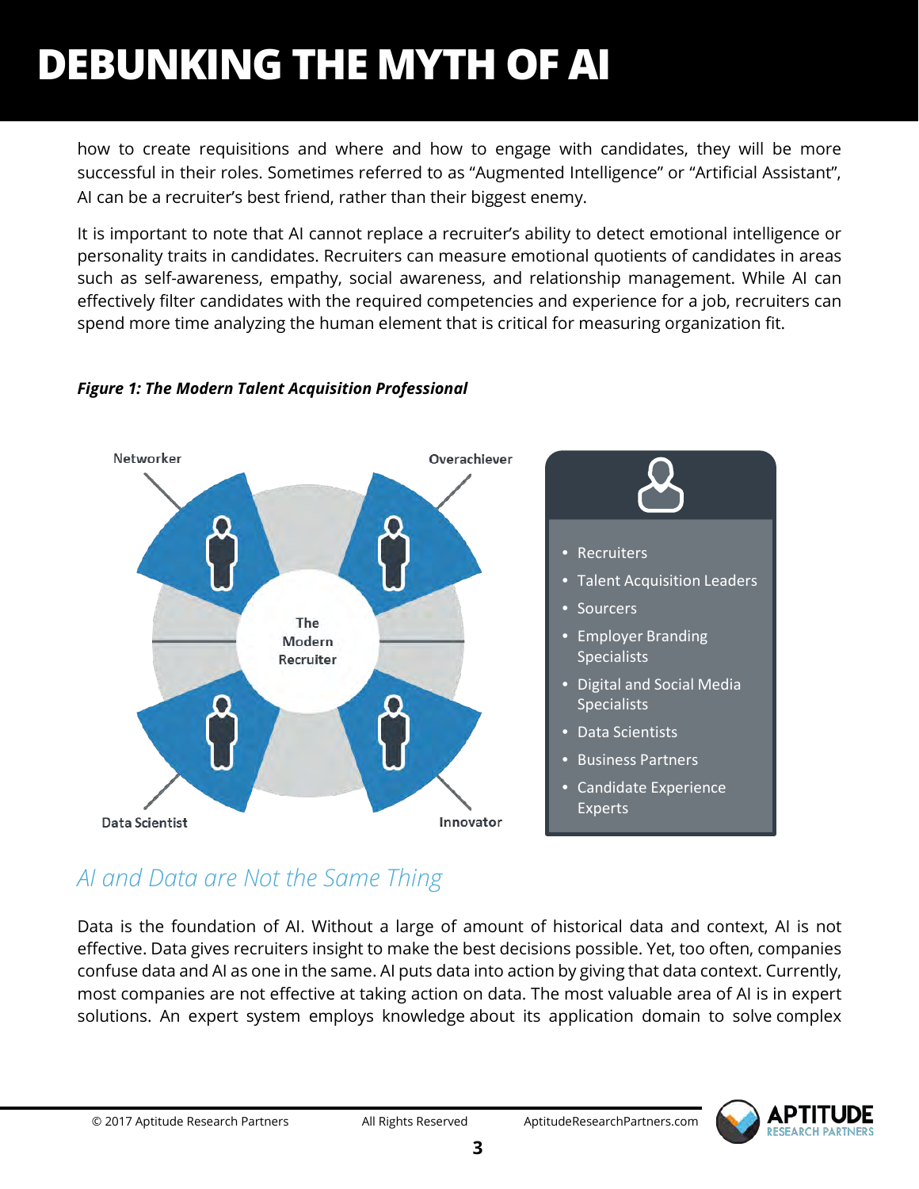how to create requisitions and where and how to engage with candidates, they will be more successful in their roles. Sometimes referred to as "Augmented Intelligence" or "Artificial Assistant", AI can be a recruiter's best friend, rather than their biggest enemy.

It is important to note that AI cannot replace a recruiter's ability to detect emotional intelligence or personality traits in candidates. Recruiters can measure emotional quotients of candidates in areas such as self-awareness, empathy, social awareness, and relationship management. While AI can effectively filter candidates with the required competencies and experience for a job, recruiters can spend more time analyzing the human element that is critical for measuring organization fit.

***Figure 1: The Modern Talent Acquisition Professional***

The Modern Recruiter

- Networker
- Overachiever
- Data Scientist
- Innovator

- Recruiters
- Talent Acquisition Leaders
- Sourcers
- Employer Branding Specialists
- Digital and Social Media Specialists
- Data Scientists
- Business Partners
- Candidate Experience Experts

## *AI and Data are Not the Same Thing*

Data is the foundation of AI. Without a large of amount of historical data and context, AI is not effective. Data gives recruiters insight to make the best decisions possible. Yet, too often, companies confuse data and AI as one in the same. AI puts data into action by giving that data context. Currently, most companies are not effective at taking action on data. The most valuable area of AI is in expert solutions. An expert system employs knowledge about its application domain to solve complex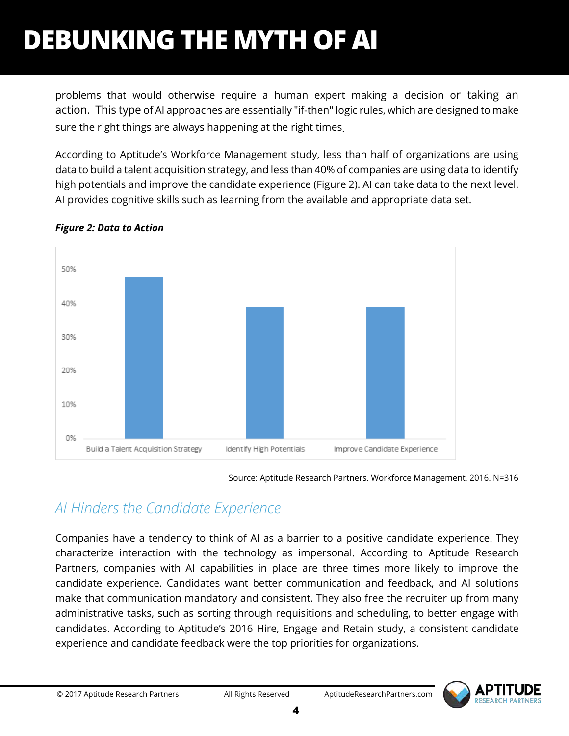problems that would otherwise require a human expert making a decision or taking an action. This type of AI approaches are essentially "if-then" logic rules, which are designed to make sure the right things are always happening at the right times.

According to Aptitude's Workforce Management study, less than half of organizations are using data to build a talent acquisition strategy, and less than 40% of companies are using data to identify high potentials and improve the candidate experience (Figure 2). AI can take data to the next level. AI provides cognitive skills such as learning from the available and appropriate data set.

***Figure 2: Data to Action***

Source: Aptitude Research Partners. Workforce Management, 2016. N=316

## *AI Hinders the Candidate Experience*

Companies have a tendency to think of AI as a barrier to a positive candidate experience. They characterize interaction with the technology as impersonal. According to Aptitude Research Partners, companies with AI capabilities in place are three times more likely to improve the candidate experience. Candidates want better communication and feedback, and AI solutions make that communication mandatory and consistent. They also free the recruiter up from many administrative tasks, such as sorting through requisitions and scheduling, to better engage with candidates. According to Aptitude's 2016 Hire, Engage and Retain study, a consistent candidate experience and candidate feedback were the top priorities for organizations.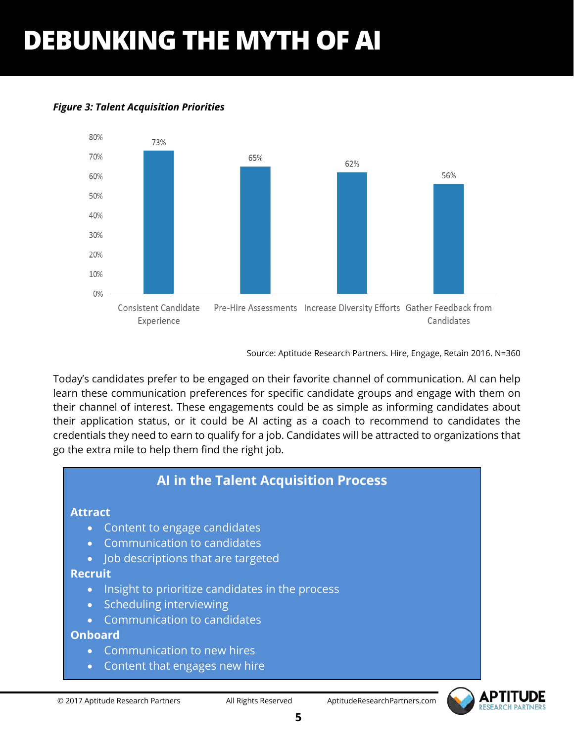# DEBUNKING THE MYTH OF AI

***Figure 3: Talent Acquisition Priorities***

| Priority | Percentage |
|---|---|
| Consistent Candidate Experience | 73% |
| Pre-Hire Assessments | 65% |
| Increase Diversity Efforts | 62% |
| Gather Feedback from Candidates | 56% |

Source: Aptitude Research Partners. Hire, Engage, Retain 2016. N=360

Today's candidates prefer to be engaged on their favorite channel of communication. AI can help learn these communication preferences for specific candidate groups and engage with them on their channel of interest. These engagements could be as simple as informing candidates about their application status, or it could be AI acting as a coach to recommend to candidates the credentials they need to earn to qualify for a job. Candidates will be attracted to organizations that go the extra mile to help them find the right job.

## AI in the Talent Acquisition Process

**Attract**

- Content to engage candidates
- Communication to candidates
- Job descriptions that are targeted

**Recruit**

- Insight to prioritize candidates in the process
- Scheduling interviewing
- Communication to candidates

**Onboard**

- Communication to new hires
- Content that engages new hire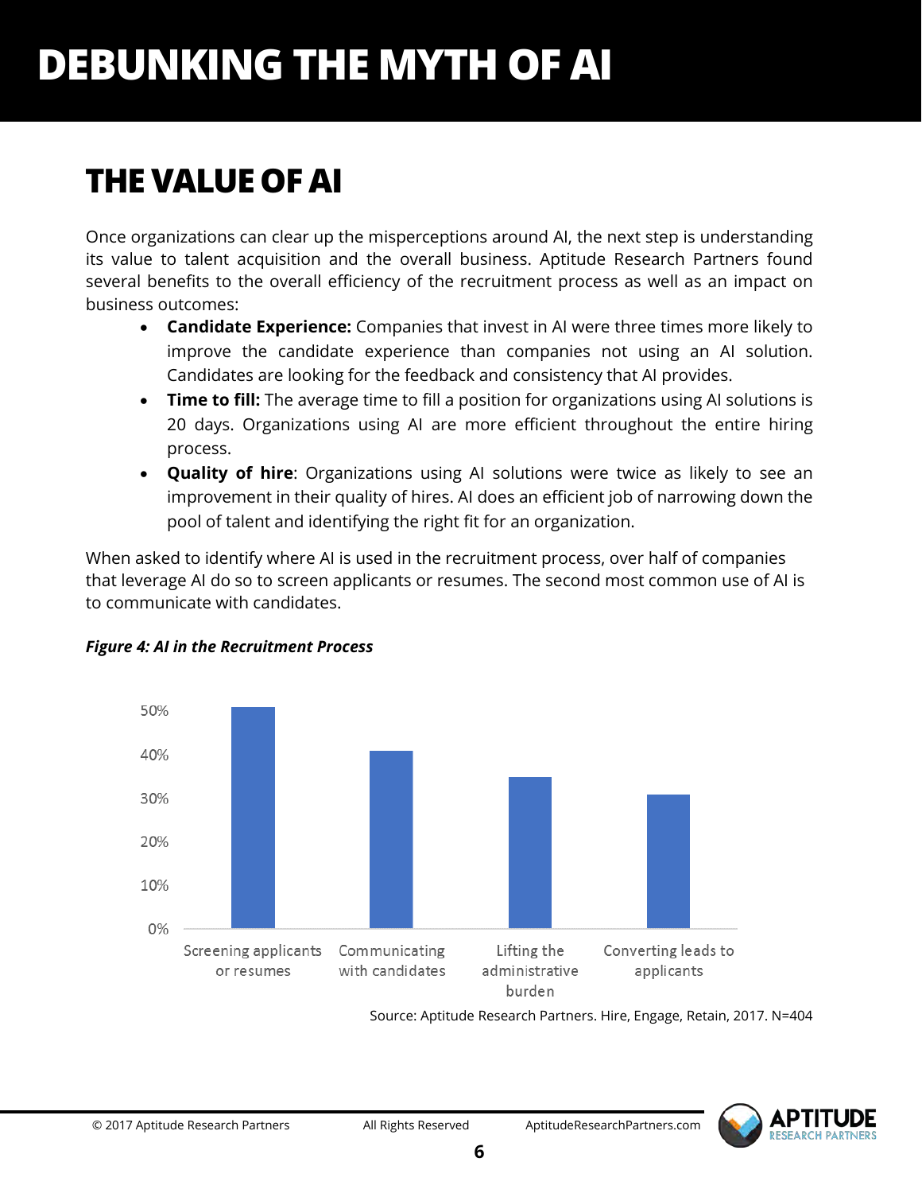# DEBUNKING THE MYTH OF AI

## THE VALUE OF AI

Once organizations can clear up the misperceptions around AI, the next step is understanding its value to talent acquisition and the overall business. Aptitude Research Partners found several benefits to the overall efficiency of the recruitment process as well as an impact on business outcomes:

- **Candidate Experience:** Companies that invest in AI were three times more likely to improve the candidate experience than companies not using an AI solution. Candidates are looking for the feedback and consistency that AI provides.
- **Time to fill:** The average time to fill a position for organizations using AI solutions is 20 days. Organizations using AI are more efficient throughout the entire hiring process.
- **Quality of hire**: Organizations using AI solutions were twice as likely to see an improvement in their quality of hires. AI does an efficient job of narrowing down the pool of talent and identifying the right fit for an organization.

When asked to identify where AI is used in the recruitment process, over half of companies that leverage AI do so to screen applicants or resumes. The second most common use of AI is to communicate with candidates.

***Figure 4: AI in the Recruitment Process***

| Use | Approx. % |
|---|---|
| Screening applicants or resumes | ~51% |
| Communicating with candidates | ~41% |
| Lifting the administrative burden | ~35% |
| Converting leads to applicants | ~31% |

Source: Aptitude Research Partners. Hire, Engage, Retain, 2017. N=404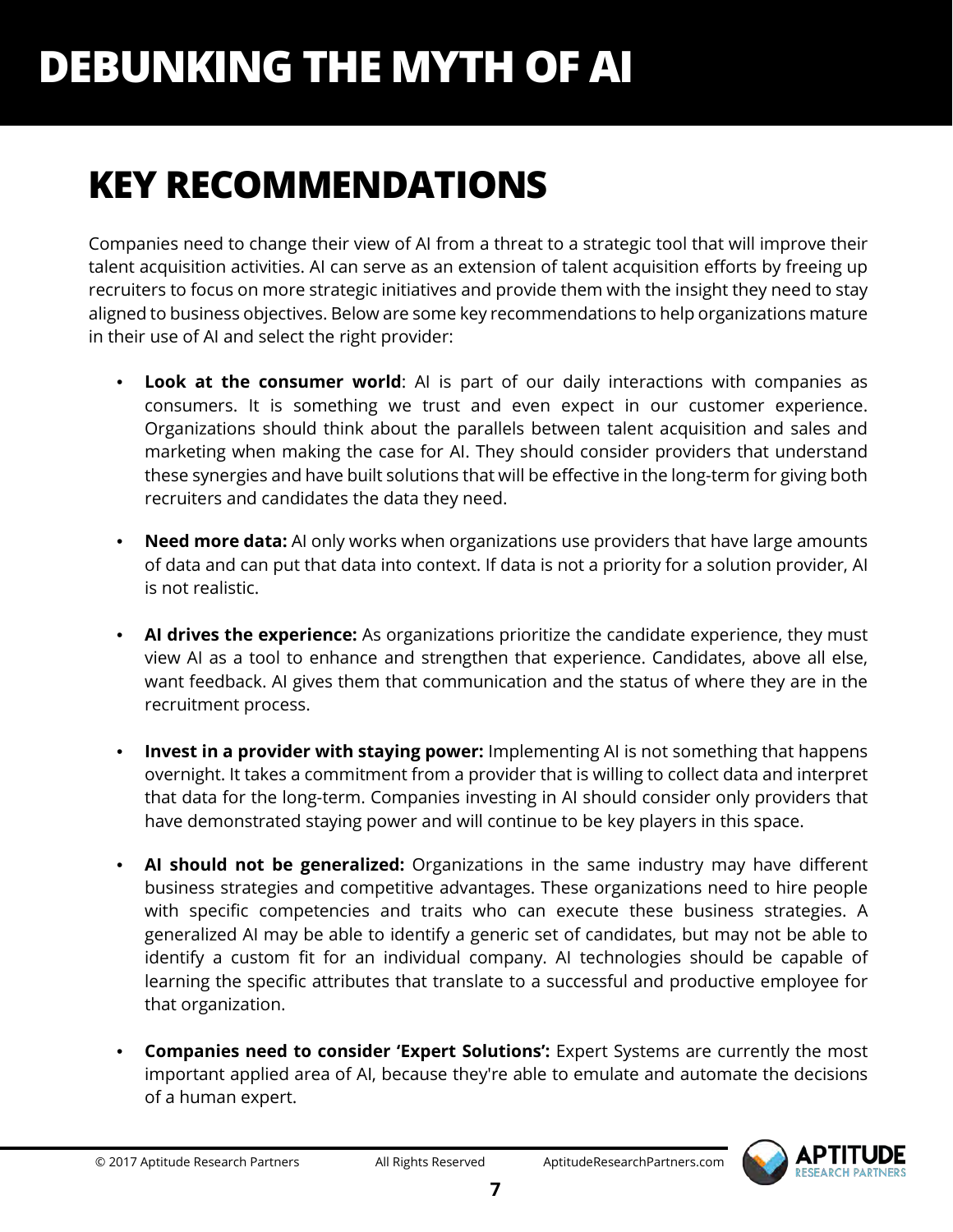# DEBUNKING THE MYTH OF AI

## KEY RECOMMENDATIONS

Companies need to change their view of AI from a threat to a strategic tool that will improve their talent acquisition activities. AI can serve as an extension of talent acquisition efforts by freeing up recruiters to focus on more strategic initiatives and provide them with the insight they need to stay aligned to business objectives. Below are some key recommendations to help organizations mature in their use of AI and select the right provider:

- **Look at the consumer world**: AI is part of our daily interactions with companies as consumers. It is something we trust and even expect in our customer experience. Organizations should think about the parallels between talent acquisition and sales and marketing when making the case for AI. They should consider providers that understand these synergies and have built solutions that will be effective in the long-term for giving both recruiters and candidates the data they need.

- **Need more data:** AI only works when organizations use providers that have large amounts of data and can put that data into context. If data is not a priority for a solution provider, AI is not realistic.

- **AI drives the experience:** As organizations prioritize the candidate experience, they must view AI as a tool to enhance and strengthen that experience. Candidates, above all else, want feedback. AI gives them that communication and the status of where they are in the recruitment process.

- **Invest in a provider with staying power:** Implementing AI is not something that happens overnight. It takes a commitment from a provider that is willing to collect data and interpret that data for the long-term. Companies investing in AI should consider only providers that have demonstrated staying power and will continue to be key players in this space.

- **AI should not be generalized:** Organizations in the same industry may have different business strategies and competitive advantages. These organizations need to hire people with specific competencies and traits who can execute these business strategies. A generalized AI may be able to identify a generic set of candidates, but may not be able to identify a custom fit for an individual company. AI technologies should be capable of learning the specific attributes that translate to a successful and productive employee for that organization.

- **Companies need to consider 'Expert Solutions':** Expert Systems are currently the most important applied area of AI, because they're able to emulate and automate the decisions of a human expert.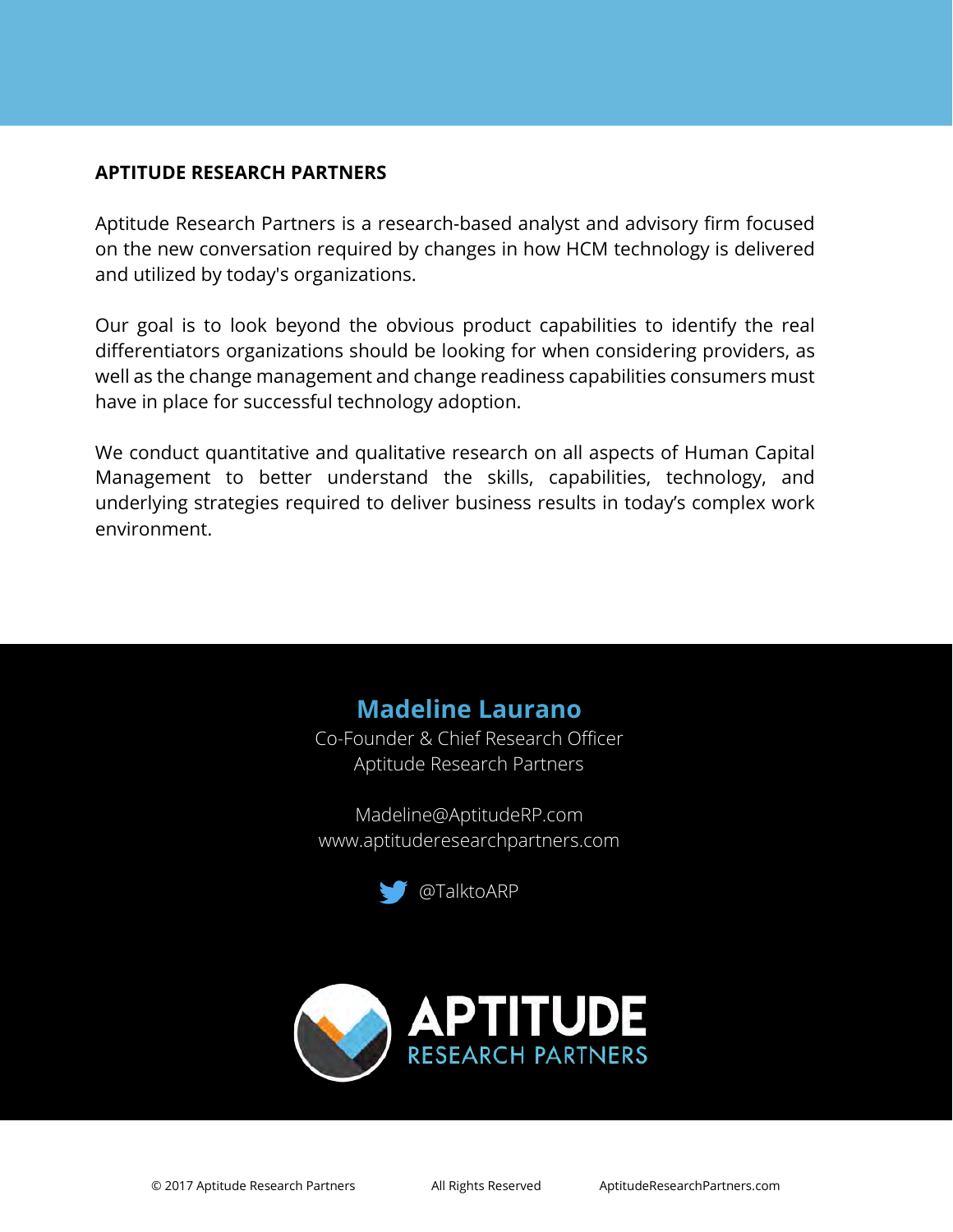## APTITUDE RESEARCH PARTNERS

Aptitude Research Partners is a research-based analyst and advisory firm focused on the new conversation required by changes in how HCM technology is delivered and utilized by today's organizations.

Our goal is to look beyond the obvious product capabilities to identify the real differentiators organizations should be looking for when considering providers, as well as the change management and change readiness capabilities consumers must have in place for successful technology adoption.

We conduct quantitative and qualitative research on all aspects of Human Capital Management to better understand the skills, capabilities, technology, and underlying strategies required to deliver business results in today's complex work environment.

**Madeline Laurano**

Co-Founder & Chief Research Officer
Aptitude Research Partners

Madeline@AptitudeRP.com
www.aptituderesearchpartners.com

@TalktoARP

APTITUDE
RESEARCH PARTNERS

© 2017 Aptitude Research Partners All Rights Reserved AptitudeResearchPartners.com